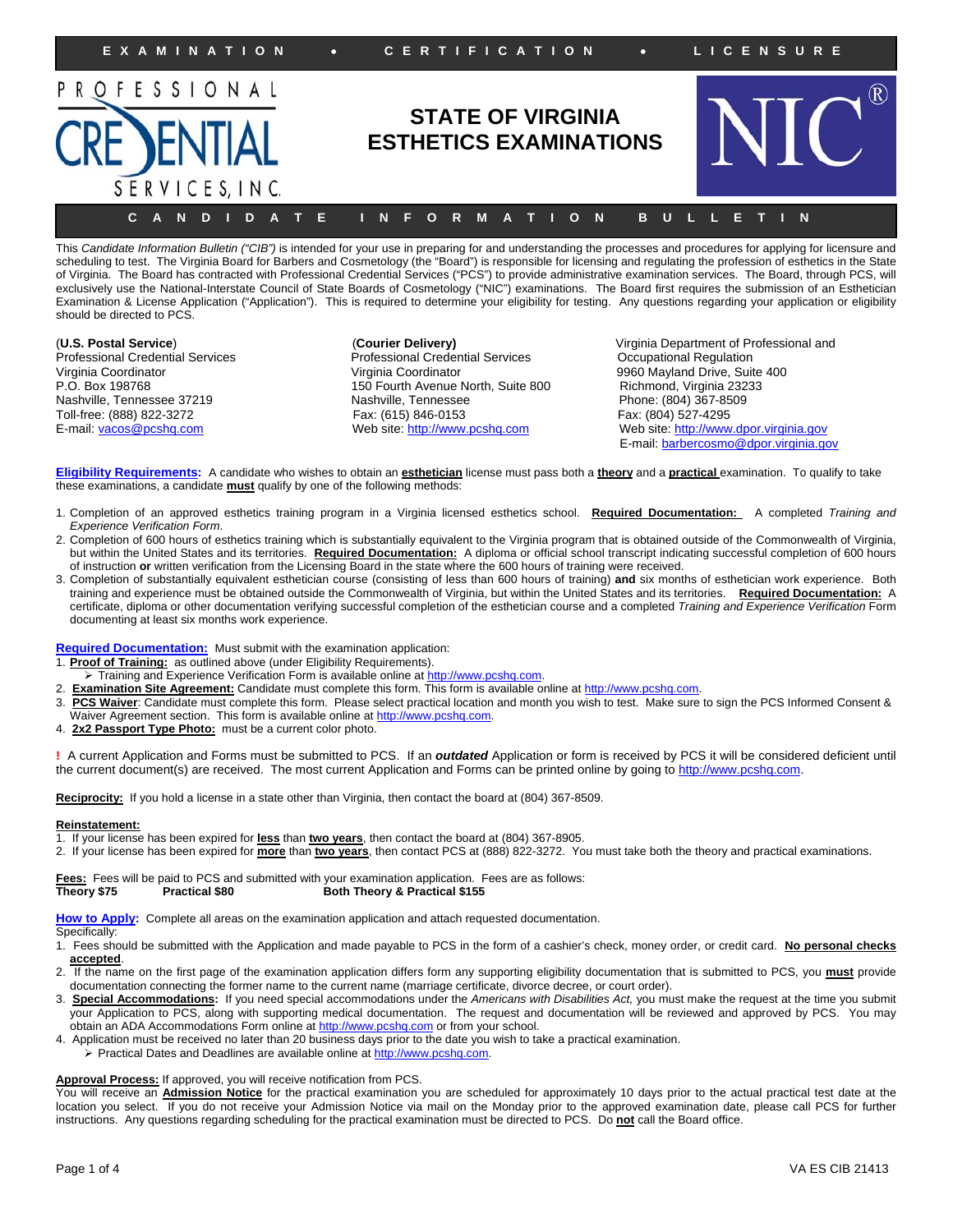EXAMINATION • CERTIFICATION • LICENSURE

PROFESSIONAL CREDENTIAL SERVICES, INC.

# STATE OF VIRGINIA ESTHETICS EXAMINATIONS

NIC®

CANDIDATE INFORMATION BULLETIN

This *Candidate Information Bulletin ("CIB")* is intended for your use in preparing for and understanding the processes and procedures for applying for licensure and scheduling to test. The Virginia Board for Barbers and Cosmetology (the "Board") is responsible for licensing and regulating the profession of esthetics in the State of Virginia. The Board has contracted with Professional Credential Services ("PCS") to provide administrative examination services. The Board, through PCS, will exclusively use the National-Interstate Council of State Boards of Cosmetology ("NIC") examinations. The Board first requires the submission of an Esthetician Examination & License Application ("Application"). This is required to determine your eligibility for testing. Any questions regarding your application or eligibility should be directed to PCS.

(**U.S. Postal Service**)
Professional Credential Services
Virginia Coordinator
P.O. Box 198768
Nashville, Tennessee 37219
Toll-free: (888) 822-3272
E-mail: vacos@pcshq.com

(**Courier Delivery)**
Professional Credential Services
Virginia Coordinator
150 Fourth Avenue North, Suite 800
Nashville, Tennessee
Fax: (615) 846-0153
Web site: http://www.pcshq.com

Virginia Department of Professional and Occupational Regulation
9960 Mayland Drive, Suite 400
Richmond, Virginia 23233
Phone: (804) 367-8509
Fax: (804) 527-4295
Web site: http://www.dpor.virginia.gov
E-mail: barbercosmo@dpor.virginia.gov

**Eligibility Requirements:** A candidate who wishes to obtain an **esthetician** license must pass both a **theory** and a **practical** examination. To qualify to take these examinations, a candidate **must** qualify by one of the following methods:

1. Completion of an approved esthetics training program in a Virginia licensed esthetics school. **Required Documentation:** A completed *Training and Experience Verification Form*.
2. Completion of 600 hours of esthetics training which is substantially equivalent to the Virginia program that is obtained outside of the Commonwealth of Virginia, but within the United States and its territories. **Required Documentation:** A diploma or official school transcript indicating successful completion of 600 hours of instruction **or** written verification from the Licensing Board in the state where the 600 hours of training were received.
3. Completion of substantially equivalent esthetician course (consisting of less than 600 hours of training) **and** six months of esthetician work experience. Both training and experience must be obtained outside the Commonwealth of Virginia, but within the United States and its territories. **Required Documentation:** A certificate, diploma or other documentation verifying successful completion of the esthetician course and a completed *Training and Experience Verification* Form documenting at least six months work experience.

**Required Documentation:** Must submit with the examination application:

1. **Proof of Training:** as outlined above (under Eligibility Requirements).
   - Training and Experience Verification Form is available online at http://www.pcshq.com.
2. **Examination Site Agreement:** Candidate must complete this form. This form is available online at http://www.pcshq.com.
3. **PCS Waiver**: Candidate must complete this form. Please select practical location and month you wish to test. Make sure to sign the PCS Informed Consent & Waiver Agreement section. This form is available online at http://www.pcshq.com.
4. **2x2 Passport Type Photo:** must be a current color photo.

**!** A current Application and Forms must be submitted to PCS. If an ***outdated*** Application or form is received by PCS it will be considered deficient until the current document(s) are received. The most current Application and Forms can be printed online by going to http://www.pcshq.com.

**Reciprocity:** If you hold a license in a state other than Virginia, then contact the board at (804) 367-8509.

**Reinstatement:**

1. If your license has been expired for **less** than **two years**, then contact the board at (804) 367-8905.
2. If your license has been expired for **more** than **two years**, then contact PCS at (888) 822-3272. You must take both the theory and practical examinations.

**Fees:** Fees will be paid to PCS and submitted with your examination application. Fees are as follows:
**Theory $75 Practical $80 Both Theory & Practical $155**

**How to Apply:** Complete all areas on the examination application and attach requested documentation.
Specifically:

1. Fees should be submitted with the Application and made payable to PCS in the form of a cashier's check, money order, or credit card. **No personal checks accepted**.
2. If the name on the first page of the examination application differs form any supporting eligibility documentation that is submitted to PCS, you **must** provide documentation connecting the former name to the current name (marriage certificate, divorce decree, or court order).
3. **Special Accommodations:** If you need special accommodations under the *Americans with Disabilities Act,* you must make the request at the time you submit your Application to PCS, along with supporting medical documentation. The request and documentation will be reviewed and approved by PCS. You may obtain an ADA Accommodations Form online at http://www.pcshq.com or from your school.
4. Application must be received no later than 20 business days prior to the date you wish to take a practical examination.
   - Practical Dates and Deadlines are available online at http://www.pcshq.com.

**Approval Process:** If approved, you will receive notification from PCS.
You will receive an **Admission Notice** for the practical examination you are scheduled for approximately 10 days prior to the actual practical test date at the location you select. If you do not receive your Admission Notice via mail on the Monday prior to the approved examination date, please call PCS for further instructions. Any questions regarding scheduling for the practical examination must be directed to PCS. Do **not** call the Board office.

VA ES CIB 21413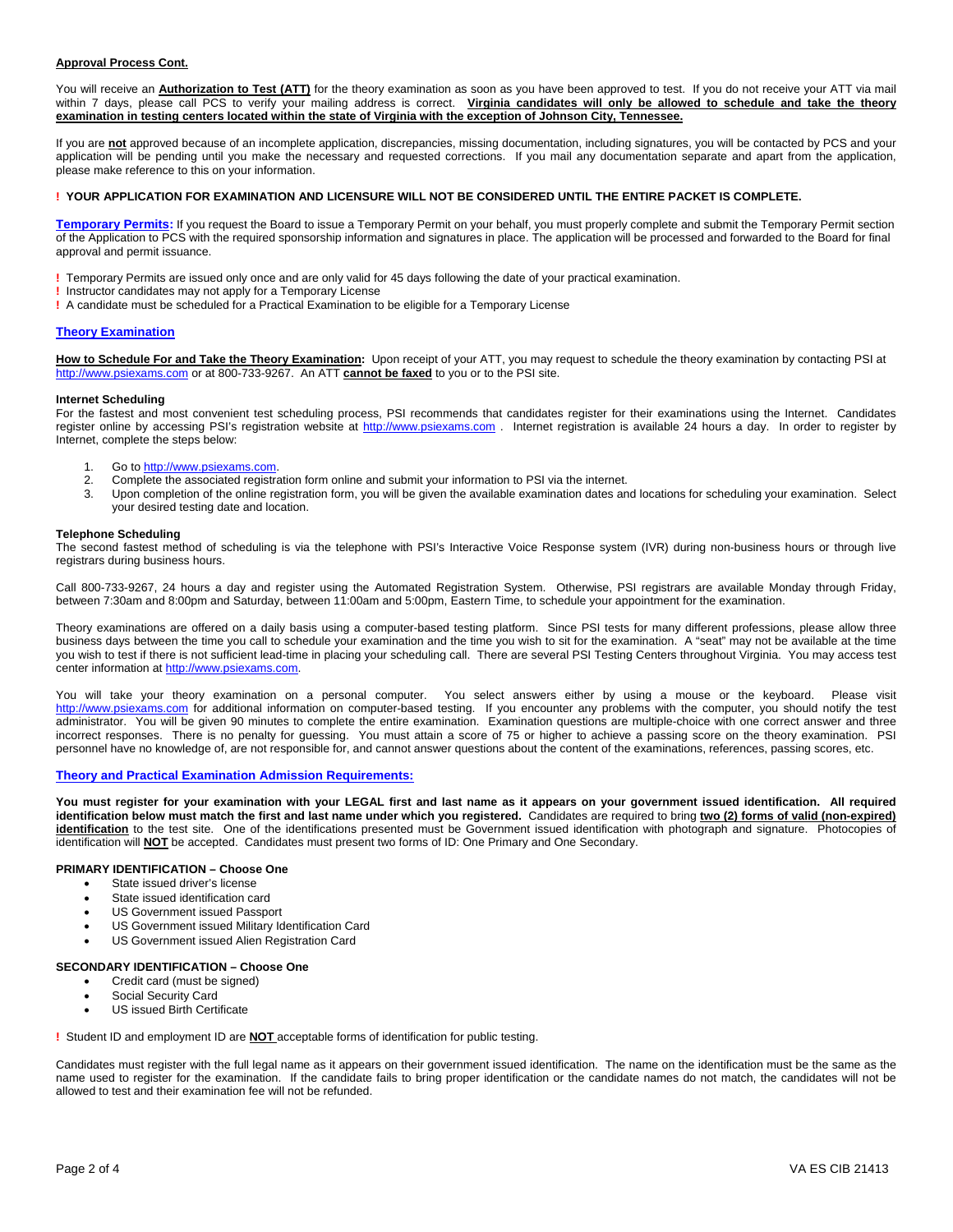**Approval Process Cont.**

You will receive an **Authorization to Test (ATT)** for the theory examination as soon as you have been approved to test. If you do not receive your ATT via mail within 7 days, please call PCS to verify your mailing address is correct. **Virginia candidates will only be allowed to schedule and take the theory examination in testing centers located within the state of Virginia with the exception of Johnson City, Tennessee.**

If you are **not** approved because of an incomplete application, discrepancies, missing documentation, including signatures, you will be contacted by PCS and your application will be pending until you make the necessary and requested corrections. If you mail any documentation separate and apart from the application, please make reference to this on your information.

**! YOUR APPLICATION FOR EXAMINATION AND LICENSURE WILL NOT BE CONSIDERED UNTIL THE ENTIRE PACKET IS COMPLETE.**

**Temporary Permits:** If you request the Board to issue a Temporary Permit on your behalf, you must properly complete and submit the Temporary Permit section of the Application to PCS with the required sponsorship information and signatures in place. The application will be processed and forwarded to the Board for final approval and permit issuance.

! Temporary Permits are issued only once and are only valid for 45 days following the date of your practical examination.
! Instructor candidates may not apply for a Temporary License
! A candidate must be scheduled for a Practical Examination to be eligible for a Temporary License

## Theory Examination

**How to Schedule For and Take the Theory Examination:** Upon receipt of your ATT, you may request to schedule the theory examination by contacting PSI at http://www.psiexams.com or at 800-733-9267. An ATT **cannot be faxed** to you or to the PSI site.

**Internet Scheduling**
For the fastest and most convenient test scheduling process, PSI recommends that candidates register for their examinations using the Internet. Candidates register online by accessing PSI's registration website at http://www.psiexams.com . Internet registration is available 24 hours a day. In order to register by Internet, complete the steps below:

1. Go to http://www.psiexams.com.
2. Complete the associated registration form online and submit your information to PSI via the internet.
3. Upon completion of the online registration form, you will be given the available examination dates and locations for scheduling your examination. Select your desired testing date and location.

**Telephone Scheduling**
The second fastest method of scheduling is via the telephone with PSI's Interactive Voice Response system (IVR) during non-business hours or through live registrars during business hours.

Call 800-733-9267, 24 hours a day and register using the Automated Registration System. Otherwise, PSI registrars are available Monday through Friday, between 7:30am and 8:00pm and Saturday, between 11:00am and 5:00pm, Eastern Time, to schedule your appointment for the examination.

Theory examinations are offered on a daily basis using a computer-based testing platform. Since PSI tests for many different professions, please allow three business days between the time you call to schedule your examination and the time you wish to sit for the examination. A "seat" may not be available at the time you wish to test if there is not sufficient lead-time in placing your scheduling call. There are several PSI Testing Centers throughout Virginia. You may access test center information at http://www.psiexams.com.

You will take your theory examination on a personal computer. You select answers either by using a mouse or the keyboard. Please visit http://www.psiexams.com for additional information on computer-based testing. If you encounter any problems with the computer, you should notify the test administrator. You will be given 90 minutes to complete the entire examination. Examination questions are multiple-choice with one correct answer and three incorrect responses. There is no penalty for guessing. You must attain a score of 75 or higher to achieve a passing score on the theory examination. PSI personnel have no knowledge of, are not responsible for, and cannot answer questions about the content of the examinations, references, passing scores, etc.

## Theory and Practical Examination Admission Requirements:

**You must register for your examination with your LEGAL first and last name as it appears on your government issued identification. All required identification below must match the first and last name under which you registered.** Candidates are required to bring **two (2) forms of valid (non-expired) identification** to the test site. One of the identifications presented must be Government issued identification with photograph and signature. Photocopies of identification will **NOT** be accepted. Candidates must present two forms of ID: One Primary and One Secondary.

**PRIMARY IDENTIFICATION – Choose One**

- State issued driver's license
- State issued identification card
- US Government issued Passport
- US Government issued Military Identification Card
- US Government issued Alien Registration Card

**SECONDARY IDENTIFICATION – Choose One**

- Credit card (must be signed)
- Social Security Card
- US issued Birth Certificate

! Student ID and employment ID are **NOT** acceptable forms of identification for public testing.

Candidates must register with the full legal name as it appears on their government issued identification. The name on the identification must be the same as the name used to register for the examination. If the candidate fails to bring proper identification or the candidate names do not match, the candidates will not be allowed to test and their examination fee will not be refunded.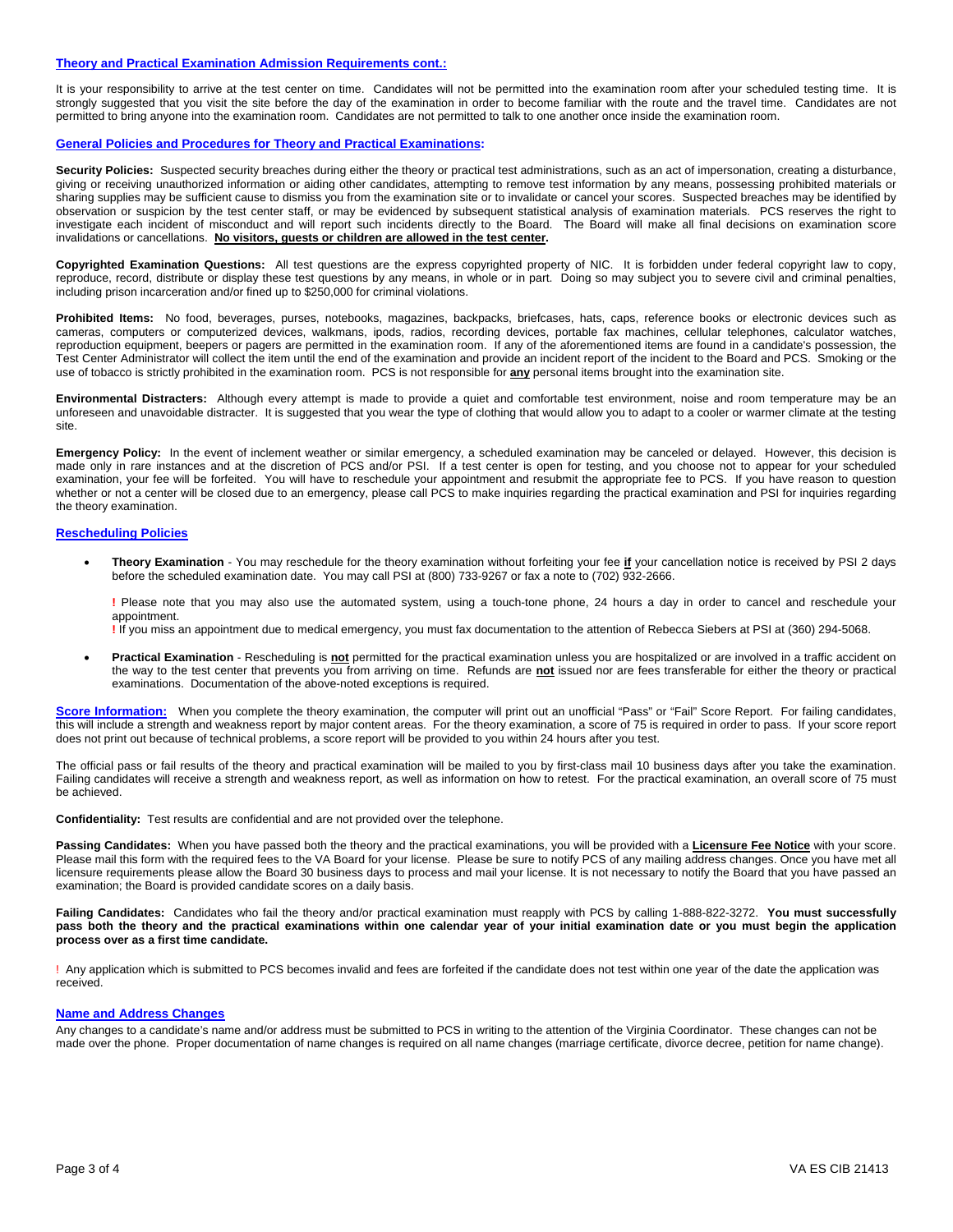## Theory and Practical Examination Admission Requirements cont.:

It is your responsibility to arrive at the test center on time. Candidates will not be permitted into the examination room after your scheduled testing time. It is strongly suggested that you visit the site before the day of the examination in order to become familiar with the route and the travel time. Candidates are not permitted to bring anyone into the examination room. Candidates are not permitted to talk to one another once inside the examination room.

## General Policies and Procedures for Theory and Practical Examinations:

**Security Policies:** Suspected security breaches during either the theory or practical test administrations, such as an act of impersonation, creating a disturbance, giving or receiving unauthorized information or aiding other candidates, attempting to remove test information by any means, possessing prohibited materials or sharing supplies may be sufficient cause to dismiss you from the examination site or to invalidate or cancel your scores. Suspected breaches may be identified by observation or suspicion by the test center staff, or may be evidenced by subsequent statistical analysis of examination materials. PCS reserves the right to investigate each incident of misconduct and will report such incidents directly to the Board. The Board will make all final decisions on examination score invalidations or cancellations. **No visitors, guests or children are allowed in the test center.**

**Copyrighted Examination Questions:** All test questions are the express copyrighted property of NIC. It is forbidden under federal copyright law to copy, reproduce, record, distribute or display these test questions by any means, in whole or in part. Doing so may subject you to severe civil and criminal penalties, including prison incarceration and/or fined up to $250,000 for criminal violations.

**Prohibited Items:** No food, beverages, purses, notebooks, magazines, backpacks, briefcases, hats, caps, reference books or electronic devices such as cameras, computers or computerized devices, walkmans, ipods, radios, recording devices, portable fax machines, cellular telephones, calculator watches, reproduction equipment, beepers or pagers are permitted in the examination room. If any of the aforementioned items are found in a candidate's possession, the Test Center Administrator will collect the item until the end of the examination and provide an incident report of the incident to the Board and PCS. Smoking or the use of tobacco is strictly prohibited in the examination room. PCS is not responsible for **any** personal items brought into the examination site.

**Environmental Distracters:** Although every attempt is made to provide a quiet and comfortable test environment, noise and room temperature may be an unforeseen and unavoidable distracter. It is suggested that you wear the type of clothing that would allow you to adapt to a cooler or warmer climate at the testing site.

**Emergency Policy:** In the event of inclement weather or similar emergency, a scheduled examination may be canceled or delayed. However, this decision is made only in rare instances and at the discretion of PCS and/or PSI. If a test center is open for testing, and you choose not to appear for your scheduled examination, your fee will be forfeited. You will have to reschedule your appointment and resubmit the appropriate fee to PCS. If you have reason to question whether or not a center will be closed due to an emergency, please call PCS to make inquiries regarding the practical examination and PSI for inquiries regarding the theory examination.

## Rescheduling Policies

- **Theory Examination** - You may reschedule for the theory examination without forfeiting your fee **if** your cancellation notice is received by PSI 2 days before the scheduled examination date. You may call PSI at (800) 733-9267 or fax a note to (702) 932-2666.

  **!** Please note that you may also use the automated system, using a touch-tone phone, 24 hours a day in order to cancel and reschedule your appointment.
  **!** If you miss an appointment due to medical emergency, you must fax documentation to the attention of Rebecca Siebers at PSI at (360) 294-5068.

- **Practical Examination** - Rescheduling is **not** permitted for the practical examination unless you are hospitalized or are involved in a traffic accident on the way to the test center that prevents you from arriving on time. Refunds are **not** issued nor are fees transferable for either the theory or practical examinations. Documentation of the above-noted exceptions is required.

**Score Information:** When you complete the theory examination, the computer will print out an unofficial "Pass" or "Fail" Score Report. For failing candidates, this will include a strength and weakness report by major content areas. For the theory examination, a score of 75 is required in order to pass. If your score report does not print out because of technical problems, a score report will be provided to you within 24 hours after you test.

The official pass or fail results of the theory and practical examination will be mailed to you by first-class mail 10 business days after you take the examination. Failing candidates will receive a strength and weakness report, as well as information on how to retest. For the practical examination, an overall score of 75 must be achieved.

**Confidentiality:** Test results are confidential and are not provided over the telephone.

**Passing Candidates:** When you have passed both the theory and the practical examinations, you will be provided with a **Licensure Fee Notice** with your score. Please mail this form with the required fees to the VA Board for your license. Please be sure to notify PCS of any mailing address changes. Once you have met all licensure requirements please allow the Board 30 business days to process and mail your license. It is not necessary to notify the Board that you have passed an examination; the Board is provided candidate scores on a daily basis.

**Failing Candidates:** Candidates who fail the theory and/or practical examination must reapply with PCS by calling 1-888-822-3272. **You must successfully pass both the theory and the practical examinations within one calendar year of your initial examination date or you must begin the application process over as a first time candidate.**

! Any application which is submitted to PCS becomes invalid and fees are forfeited if the candidate does not test within one year of the date the application was received.

## Name and Address Changes

Any changes to a candidate's name and/or address must be submitted to PCS in writing to the attention of the Virginia Coordinator. These changes can not be made over the phone. Proper documentation of name changes is required on all name changes (marriage certificate, divorce decree, petition for name change).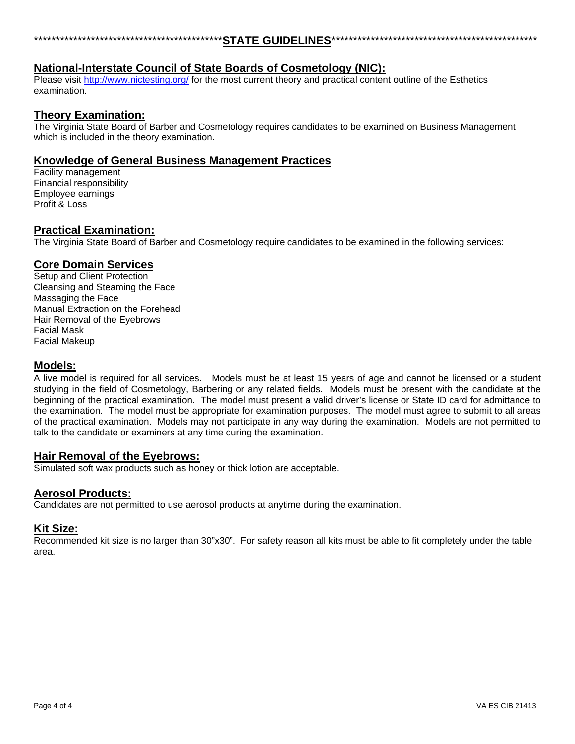*******************************************STATE GUIDELINES************************************************

## National-Interstate Council of State Boards of Cosmetology (NIC):

Please visit [http://www.nictesting.org/](http://www.nictesting.org/) for the most current theory and practical content outline of the Esthetics examination.

## Theory Examination:

The Virginia State Board of Barber and Cosmetology requires candidates to be examined on Business Management which is included in the theory examination.

## Knowledge of General Business Management Practices

Facility management
Financial responsibility
Employee earnings
Profit & Loss

## Practical Examination:

The Virginia State Board of Barber and Cosmetology require candidates to be examined in the following services:

## Core Domain Services

Setup and Client Protection
Cleansing and Steaming the Face
Massaging the Face
Manual Extraction on the Forehead
Hair Removal of the Eyebrows
Facial Mask
Facial Makeup

## Models:

A live model is required for all services. Models must be at least 15 years of age and cannot be licensed or a student studying in the field of Cosmetology, Barbering or any related fields. Models must be present with the candidate at the beginning of the practical examination. The model must present a valid driver's license or State ID card for admittance to the examination. The model must be appropriate for examination purposes. The model must agree to submit to all areas of the practical examination. Models may not participate in any way during the examination. Models are not permitted to talk to the candidate or examiners at any time during the examination.

## Hair Removal of the Eyebrows:

Simulated soft wax products such as honey or thick lotion are acceptable.

## Aerosol Products:

Candidates are not permitted to use aerosol products at anytime during the examination.

## Kit Size:

Recommended kit size is no larger than 30"x30". For safety reason all kits must be able to fit completely under the table area.

VA ES CIB 21413